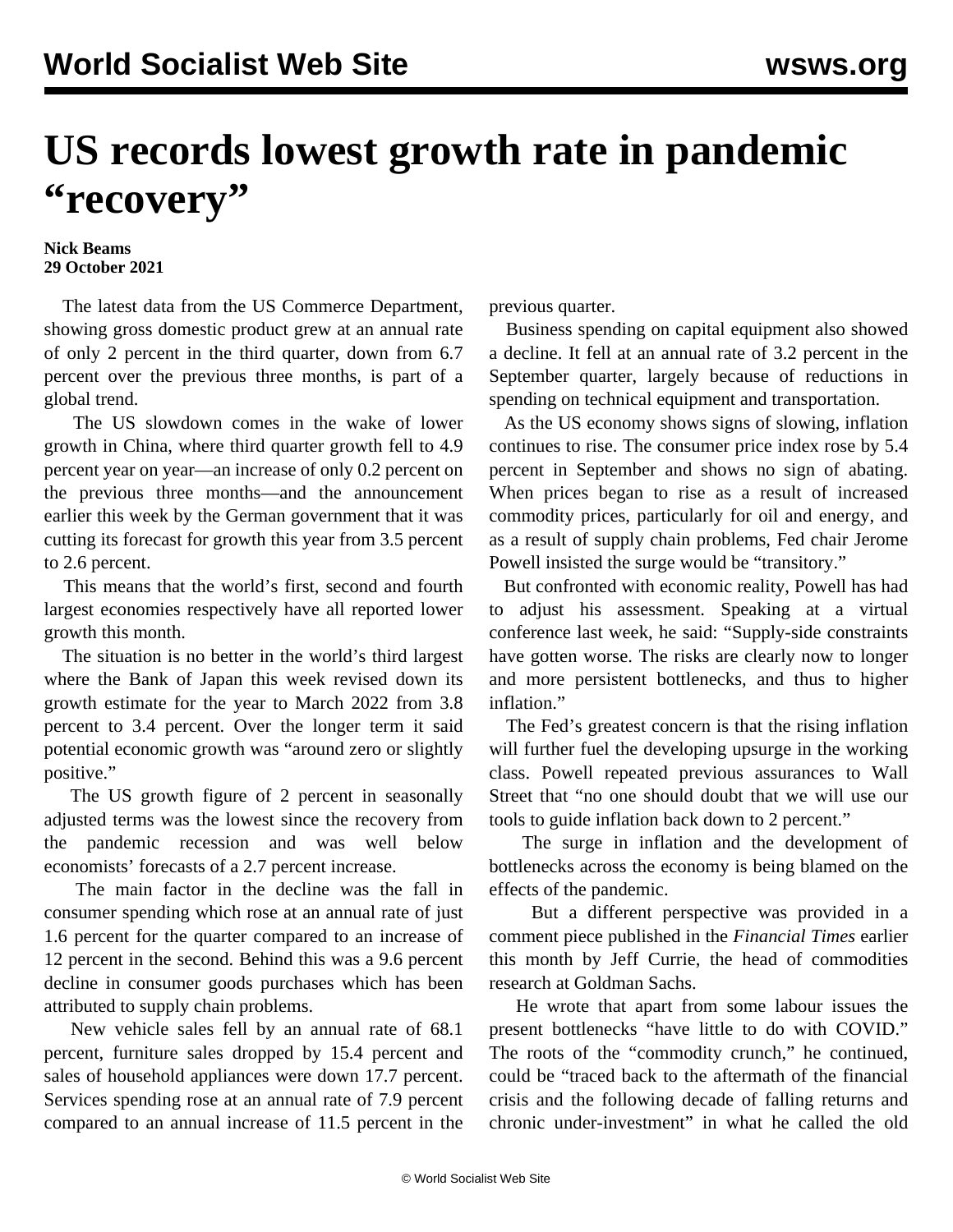# US records lowest growth rate in pandemic "recovery"

**Nick Beams**
**29 October 2021**

The latest data from the US Commerce Department, showing gross domestic product grew at an annual rate of only 2 percent in the third quarter, down from 6.7 percent over the previous three months, is part of a global trend.

The US slowdown comes in the wake of lower growth in China, where third quarter growth fell to 4.9 percent year on year—an increase of only 0.2 percent on the previous three months—and the announcement earlier this week by the German government that it was cutting its forecast for growth this year from 3.5 percent to 2.6 percent.

This means that the world's first, second and fourth largest economies respectively have all reported lower growth this month.

The situation is no better in the world's third largest where the Bank of Japan this week revised down its growth estimate for the year to March 2022 from 3.8 percent to 3.4 percent. Over the longer term it said potential economic growth was "around zero or slightly positive."

The US growth figure of 2 percent in seasonally adjusted terms was the lowest since the recovery from the pandemic recession and was well below economists' forecasts of a 2.7 percent increase.

The main factor in the decline was the fall in consumer spending which rose at an annual rate of just 1.6 percent for the quarter compared to an increase of 12 percent in the second. Behind this was a 9.6 percent decline in consumer goods purchases which has been attributed to supply chain problems.

New vehicle sales fell by an annual rate of 68.1 percent, furniture sales dropped by 15.4 percent and sales of household appliances were down 17.7 percent. Services spending rose at an annual rate of 7.9 percent compared to an annual increase of 11.5 percent in the previous quarter.

Business spending on capital equipment also showed a decline. It fell at an annual rate of 3.2 percent in the September quarter, largely because of reductions in spending on technical equipment and transportation.

As the US economy shows signs of slowing, inflation continues to rise. The consumer price index rose by 5.4 percent in September and shows no sign of abating. When prices began to rise as a result of increased commodity prices, particularly for oil and energy, and as a result of supply chain problems, Fed chair Jerome Powell insisted the surge would be "transitory."

But confronted with economic reality, Powell has had to adjust his assessment. Speaking at a virtual conference last week, he said: "Supply-side constraints have gotten worse. The risks are clearly now to longer and more persistent bottlenecks, and thus to higher inflation."

The Fed's greatest concern is that the rising inflation will further fuel the developing upsurge in the working class. Powell repeated previous assurances to Wall Street that "no one should doubt that we will use our tools to guide inflation back down to 2 percent."

The surge in inflation and the development of bottlenecks across the economy is being blamed on the effects of the pandemic.

But a different perspective was provided in a comment piece published in the *Financial Times* earlier this month by Jeff Currie, the head of commodities research at Goldman Sachs.

He wrote that apart from some labour issues the present bottlenecks "have little to do with COVID." The roots of the "commodity crunch," he continued, could be "traced back to the aftermath of the financial crisis and the following decade of falling returns and chronic under-investment" in what he called the old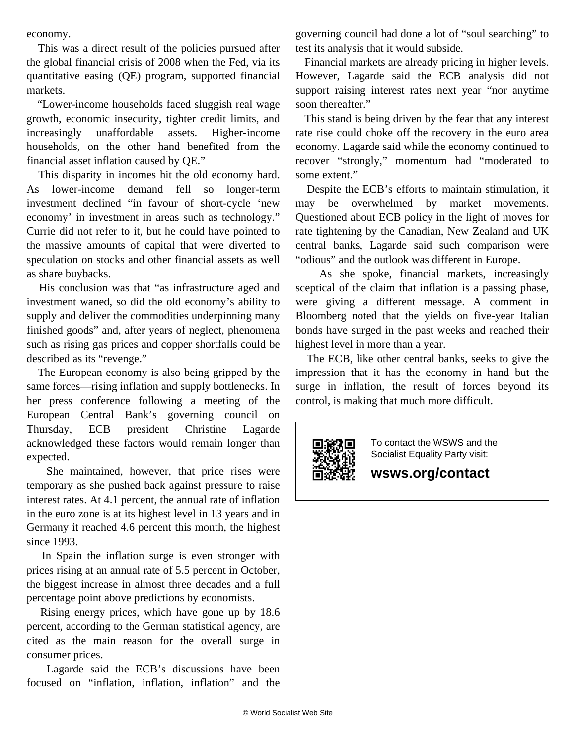economy.

This was a direct result of the policies pursued after the global financial crisis of 2008 when the Fed, via its quantitative easing (QE) program, supported financial markets.

"Lower-income households faced sluggish real wage growth, economic insecurity, tighter credit limits, and increasingly unaffordable assets. Higher-income households, on the other hand benefited from the financial asset inflation caused by QE."

This disparity in incomes hit the old economy hard. As lower-income demand fell so longer-term investment declined "in favour of short-cycle 'new economy' in investment in areas such as technology." Currie did not refer to it, but he could have pointed to the massive amounts of capital that were diverted to speculation on stocks and other financial assets as well as share buybacks.

His conclusion was that "as infrastructure aged and investment waned, so did the old economy's ability to supply and deliver the commodities underpinning many finished goods" and, after years of neglect, phenomena such as rising gas prices and copper shortfalls could be described as its "revenge."

The European economy is also being gripped by the same forces—rising inflation and supply bottlenecks. In her press conference following a meeting of the European Central Bank's governing council on Thursday, ECB president Christine Lagarde acknowledged these factors would remain longer than expected.

She maintained, however, that price rises were temporary as she pushed back against pressure to raise interest rates. At 4.1 percent, the annual rate of inflation in the euro zone is at its highest level in 13 years and in Germany it reached 4.6 percent this month, the highest since 1993.

In Spain the inflation surge is even stronger with prices rising at an annual rate of 5.5 percent in October, the biggest increase in almost three decades and a full percentage point above predictions by economists.

Rising energy prices, which have gone up by 18.6 percent, according to the German statistical agency, are cited as the main reason for the overall surge in consumer prices.

Lagarde said the ECB's discussions have been focused on "inflation, inflation, inflation" and the governing council had done a lot of "soul searching" to test its analysis that it would subside.

Financial markets are already pricing in higher levels. However, Lagarde said the ECB analysis did not support raising interest rates next year "nor anytime soon thereafter."

This stand is being driven by the fear that any interest rate rise could choke off the recovery in the euro area economy. Lagarde said while the economy continued to recover "strongly," momentum had "moderated to some extent."

Despite the ECB's efforts to maintain stimulation, it may be overwhelmed by market movements. Questioned about ECB policy in the light of moves for rate tightening by the Canadian, New Zealand and UK central banks, Lagarde said such comparison were "odious" and the outlook was different in Europe.

As she spoke, financial markets, increasingly sceptical of the claim that inflation is a passing phase, were giving a different message. A comment in Bloomberg noted that the yields on five-year Italian bonds have surged in the past weeks and reached their highest level in more than a year.

The ECB, like other central banks, seeks to give the impression that it has the economy in hand but the surge in inflation, the result of forces beyond its control, is making that much more difficult.

To contact the WSWS and the Socialist Equality Party visit:

**wsws.org/contact**